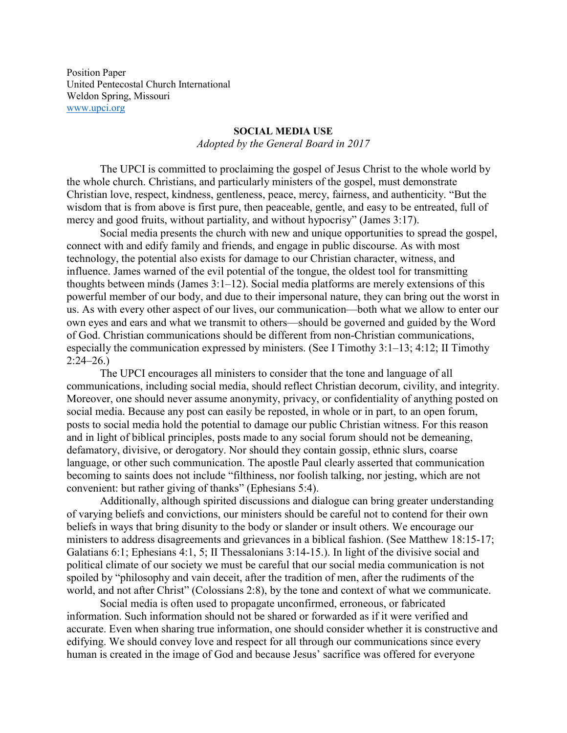Position Paper
United Pentecostal Church International
Weldon Spring, Missouri
[www.upci.org](http://www.upci.org)

**SOCIAL MEDIA USE**

*Adopted by the General Board in 2017*

The UPCI is committed to proclaiming the gospel of Jesus Christ to the whole world by the whole church. Christians, and particularly ministers of the gospel, must demonstrate Christian love, respect, kindness, gentleness, peace, mercy, fairness, and authenticity. "But the wisdom that is from above is first pure, then peaceable, gentle, and easy to be entreated, full of mercy and good fruits, without partiality, and without hypocrisy" (James 3:17).

Social media presents the church with new and unique opportunities to spread the gospel, connect with and edify family and friends, and engage in public discourse. As with most technology, the potential also exists for damage to our Christian character, witness, and influence. James warned of the evil potential of the tongue, the oldest tool for transmitting thoughts between minds (James 3:1–12). Social media platforms are merely extensions of this powerful member of our body, and due to their impersonal nature, they can bring out the worst in us. As with every other aspect of our lives, our communication—both what we allow to enter our own eyes and ears and what we transmit to others—should be governed and guided by the Word of God. Christian communications should be different from non-Christian communications, especially the communication expressed by ministers. (See I Timothy 3:1–13; 4:12; II Timothy 2:24–26.)

The UPCI encourages all ministers to consider that the tone and language of all communications, including social media, should reflect Christian decorum, civility, and integrity. Moreover, one should never assume anonymity, privacy, or confidentiality of anything posted on social media. Because any post can easily be reposted, in whole or in part, to an open forum, posts to social media hold the potential to damage our public Christian witness. For this reason and in light of biblical principles, posts made to any social forum should not be demeaning, defamatory, divisive, or derogatory. Nor should they contain gossip, ethnic slurs, coarse language, or other such communication. The apostle Paul clearly asserted that communication becoming to saints does not include "filthiness, nor foolish talking, nor jesting, which are not convenient: but rather giving of thanks" (Ephesians 5:4).

Additionally, although spirited discussions and dialogue can bring greater understanding of varying beliefs and convictions, our ministers should be careful not to contend for their own beliefs in ways that bring disunity to the body or slander or insult others. We encourage our ministers to address disagreements and grievances in a biblical fashion. (See Matthew 18:15-17; Galatians 6:1; Ephesians 4:1, 5; II Thessalonians 3:14-15.). In light of the divisive social and political climate of our society we must be careful that our social media communication is not spoiled by "philosophy and vain deceit, after the tradition of men, after the rudiments of the world, and not after Christ" (Colossians 2:8), by the tone and context of what we communicate.

Social media is often used to propagate unconfirmed, erroneous, or fabricated information. Such information should not be shared or forwarded as if it were verified and accurate. Even when sharing true information, one should consider whether it is constructive and edifying. We should convey love and respect for all through our communications since every human is created in the image of God and because Jesus' sacrifice was offered for everyone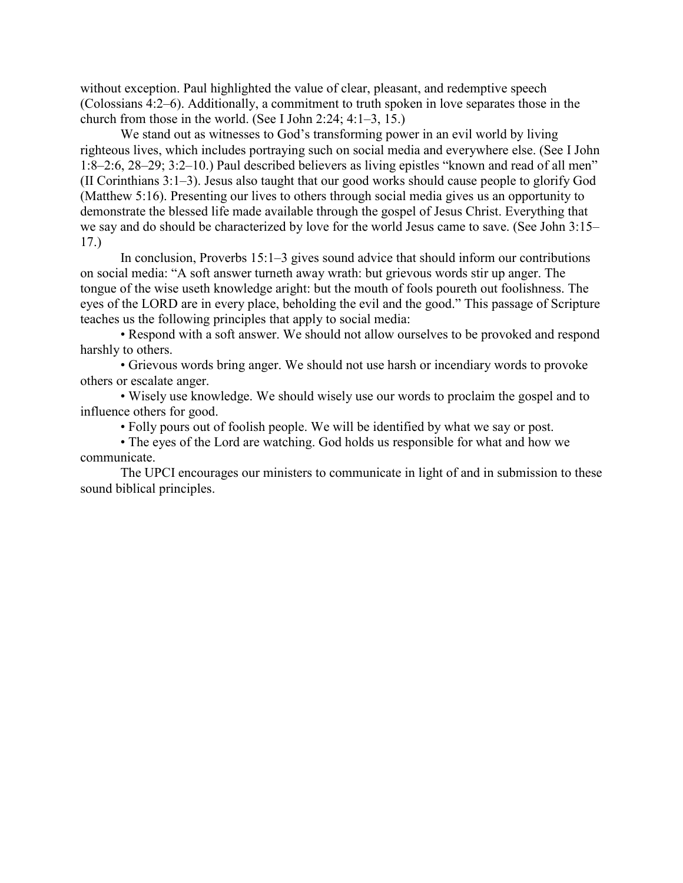without exception. Paul highlighted the value of clear, pleasant, and redemptive speech (Colossians 4:2–6). Additionally, a commitment to truth spoken in love separates those in the church from those in the world. (See I John 2:24; 4:1–3, 15.)

We stand out as witnesses to God's transforming power in an evil world by living righteous lives, which includes portraying such on social media and everywhere else. (See I John 1:8–2:6, 28–29; 3:2–10.) Paul described believers as living epistles "known and read of all men" (II Corinthians 3:1–3). Jesus also taught that our good works should cause people to glorify God (Matthew 5:16). Presenting our lives to others through social media gives us an opportunity to demonstrate the blessed life made available through the gospel of Jesus Christ. Everything that we say and do should be characterized by love for the world Jesus came to save. (See John 3:15–17.)

In conclusion, Proverbs 15:1–3 gives sound advice that should inform our contributions on social media: "A soft answer turneth away wrath: but grievous words stir up anger. The tongue of the wise useth knowledge aright: but the mouth of fools poureth out foolishness. The eyes of the LORD are in every place, beholding the evil and the good." This passage of Scripture teaches us the following principles that apply to social media:

- Respond with a soft answer. We should not allow ourselves to be provoked and respond harshly to others.
- Grievous words bring anger. We should not use harsh or incendiary words to provoke others or escalate anger.
- Wisely use knowledge. We should wisely use our words to proclaim the gospel and to influence others for good.
- Folly pours out of foolish people. We will be identified by what we say or post.
- The eyes of the Lord are watching. God holds us responsible for what and how we communicate.

The UPCI encourages our ministers to communicate in light of and in submission to these sound biblical principles.